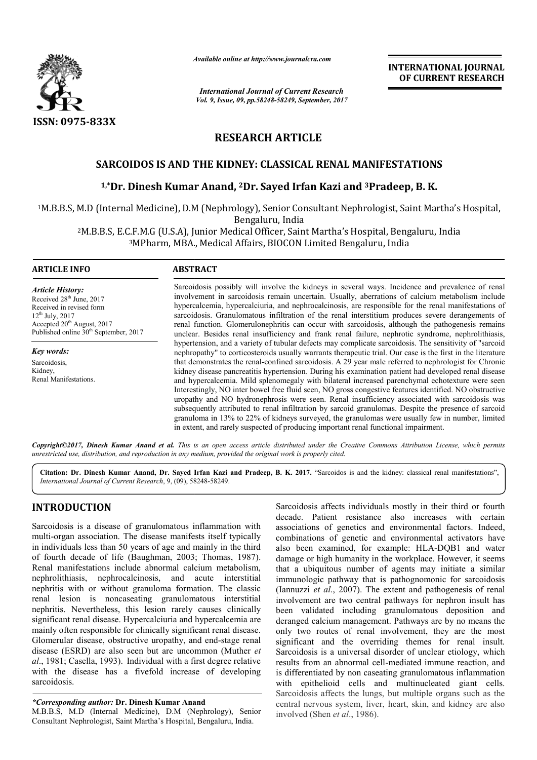# RESEARCH ARTICLE

## SARCOIDOS IS AND THE KIDNEY: CLASSICAL RENAL MANIFESTATIONS

### [1,*]Dr. Dinesh Kumar Anand, [2]Dr. Sayed Irfan Kazi and [3]Pradeep, B. K.

[1]M.B.B.S, M.D (Internal Medicine), D.M (Nephrology), Senior Consultant Nephrologist, Saint Martha's Hospital, Bengaluru, India

[2]M.B.B.S, E.C.F.M.G (U.S.A), Junior Medical Officer, Saint Martha's Hospital, Bengaluru, India

[3]MPharm, MBA., Medical Affairs, BIOCON Limited Bengaluru, India

**ARTICLE INFO**

*Article History:*
Received 28th June, 2017
Received in revised form 12th July, 2017
Accepted 20th August, 2017
Published online 30th September, 2017

*Key words:*
Sarcoidosis,
Kidney,
Renal Manifestations.

**ABSTRACT**

Sarcoidosis possibly will involve the kidneys in several ways. Incidence and prevalence of renal involvement in sarcoidosis remain uncertain. Usually, aberrations of calcium metabolism include hypercalcemia, hypercalciuria, and nephrocalcinosis, are responsible for the renal manifestations of sarcoidosis. Granulomatous infiltration of the renal interstitium produces severe derangements of renal function. Glomerulonephritis can occur with sarcoidosis, although the pathogenesis remains unclear. Besides renal insufficiency and frank renal failure, nephrotic syndrome, nephrolithiasis, hypertension, and a variety of tubular defects may complicate sarcoidosis. The sensitivity of "sarcoid nephropathy" to corticosteroids usually warrants therapeutic trial. Our case is the first in the literature that demonstrates the renal-confined sarcoidosis. A 29 year male referred to nephrologist for Chronic kidney disease pancreatitis hypertension. During his examination patient had developed renal disease and hypercalcemia. Mild splenomegaly with bilateral increased parenchymal echotexture were seen Interestingly, NO inter bowel free fluid seen, NO gross congestive features identified. NO obstructive uropathy and NO hydronephrosis were seen. Renal insufficiency associated with sarcoidosis was subsequently attributed to renal infiltration by sarcoid granulomas. Despite the presence of sarcoid granuloma in 13% to 22% of kidneys surveyed, the granulomas were usually few in number, limited in extent, and rarely suspected of producing important renal functional impairment.

*Copyright©2017, Dinesh Kumar Anand et al. This is an open access article distributed under the Creative Commons Attribution License, which permits unrestricted use, distribution, and reproduction in any medium, provided the original work is properly cited.*

**Citation: Dr. Dinesh Kumar Anand, Dr. Sayed Irfan Kazi and Pradeep, B. K. 2017.** "Sarcoidos is and the kidney: classical renal manifestations", *International Journal of Current Research*, 9, (09), 58248-58249.

## INTRODUCTION

Sarcoidosis is a disease of granulomatous inflammation with multi-organ association. The disease manifests itself typically in individuals less than 50 years of age and mainly in the third of fourth decade of life (Baughman, 2003; Thomas, 1987). Renal manifestations include abnormal calcium metabolism, nephrolithiasis, nephrocalcinosis, and acute interstitial nephritis with or without granuloma formation. The classic renal lesion is noncaseating granulomatous interstitial nephritis. Nevertheless, this lesion rarely causes clinically significant renal disease. Hypercalciuria and hypercalcemia are mainly often responsible for clinically significant renal disease. Glomerular disease, obstructive uropathy, and end-stage renal disease (ESRD) are also seen but are uncommon (Muther *et al*., 1981; Casella, 1993). Individual with a first degree relative with the disease has a fivefold increase of developing sarcoidosis.

Sarcoidosis affects individuals mostly in their third or fourth decade. Patient resistance also increases with certain associations of genetics and environmental factors. Indeed, combinations of genetic and environmental activators have also been examined, for example: HLA-DQB1 and water damage or high humanity in the workplace. However, it seems that a ubiquitous number of agents may initiate a similar immunologic pathway that is pathognomonic for sarcoidosis (Iannuzzi *et al*., 2007). The extent and pathogenesis of renal involvement are two central pathways for nephron insult has been validated including granulomatous deposition and deranged calcium management. Pathways are by no means the only two routes of renal involvement, they are the most significant and the overriding themes for renal insult. Sarcoidosis is a universal disorder of unclear etiology, which results from an abnormal cell-mediated immune reaction, and is differentiated by non caseating granulomatous inflammation with epithelioid cells and multinucleated giant cells. Sarcoidosis affects the lungs, but multiple organs such as the central nervous system, liver, heart, skin, and kidney are also involved (Shen *et al*., 1986).

*\*Corresponding author:* **Dr. Dinesh Kumar Anand**
M.B.B.S, M.D (Internal Medicine), D.M (Nephrology), Senior Consultant Nephrologist, Saint Martha's Hospital, Bengaluru, India.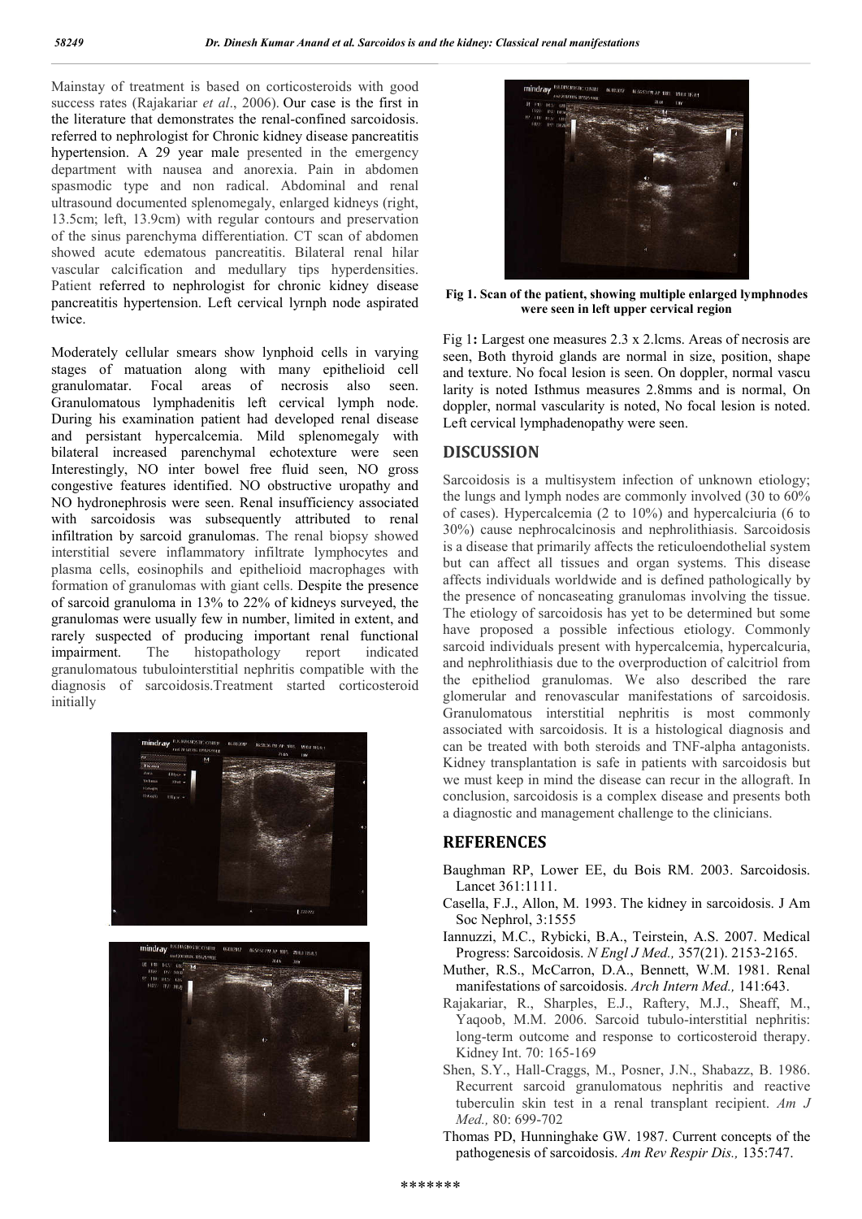Mainstay of treatment is based on corticosteroids with good success rates (Rajakariar *et al*., 2006). Our case is the first in the literature that demonstrates the renal-confined sarcoidosis. referred to nephrologist for Chronic kidney disease pancreatitis hypertension. A 29 year male presented in the emergency department with nausea and anorexia. Pain in abdomen spasmodic type and non radical. Abdominal and renal ultrasound documented splenomegaly, enlarged kidneys (right, 13.5cm; left, 13.9cm) with regular contours and preservation of the sinus parenchyma differentiation. CT scan of abdomen showed acute edematous pancreatitis. Bilateral renal hilar vascular calcification and medullary tips hyperdensities. Patient referred to nephrologist for chronic kidney disease pancreatitis hypertension. Left cervical lyrnph node aspirated twice.

Moderately cellular smears show lynphoid cells in varying stages of matuation along with many epithelioid cell granulomatar. Focal areas of necrosis also seen. Granulomatous lymphadenitis left cervical lymph node. During his examination patient had developed renal disease and persistant hypercalcemia. Mild splenomegaly with bilateral increased parenchymal echotexture were seen Interestingly, NO inter bowel free fluid seen, NO gross congestive features identified. NO obstructive uropathy and NO hydronephrosis were seen. Renal insufficiency associated with sarcoidosis was subsequently attributed to renal infiltration by sarcoid granulomas. The renal biopsy showed interstitial severe inflammatory infiltrate lymphocytes and plasma cells, eosinophils and epithelioid macrophages with formation of granulomas with giant cells. Despite the presence of sarcoid granuloma in 13% to 22% of kidneys surveyed, the granulomas were usually few in number, limited in extent, and rarely suspected of producing important renal functional impairment. The histopathology report indicated granulomatous tubulointerstitial nephritis compatible with the diagnosis of sarcoidosis.Treatment started corticosteroid initially

**Fig 1. Scan of the patient, showing multiple enlarged lymphnodes were seen in left upper cervical region**

Fig 1**:** Largest one measures 2.3 x 2.lcms. Areas of necrosis are seen, Both thyroid glands are normal in size, position, shape and texture. No focal lesion is seen. On doppler, normal vascu larity is noted Isthmus measures 2.8mms and is normal, On doppler, normal vascularity is noted, No focal lesion is noted. Left cervical lymphadenopathy were seen.

## DISCUSSION

Sarcoidosis is a multisystem infection of unknown etiology; the lungs and lymph nodes are commonly involved (30 to 60% of cases). Hypercalcemia (2 to 10%) and hypercalciuria (6 to 30%) cause nephrocalcinosis and nephrolithiasis. Sarcoidosis is a disease that primarily affects the reticuloendothelial system but can affect all tissues and organ systems. This disease affects individuals worldwide and is defined pathologically by the presence of noncaseating granulomas involving the tissue. The etiology of sarcoidosis has yet to be determined but some have proposed a possible infectious etiology. Commonly sarcoid individuals present with hypercalcemia, hypercalcuria, and nephrolithiasis due to the overproduction of calcitriol from the epitheliod granulomas. We also described the rare glomerular and renovascular manifestations of sarcoidosis. Granulomatous interstitial nephritis is most commonly associated with sarcoidosis. It is a histological diagnosis and can be treated with both steroids and TNF-alpha antagonists. Kidney transplantation is safe in patients with sarcoidosis but we must keep in mind the disease can recur in the allograft. In conclusion, sarcoidosis is a complex disease and presents both a diagnostic and management challenge to the clinicians.

## REFERENCES

Baughman RP, Lower EE, du Bois RM. 2003. Sarcoidosis. Lancet 361:1111.

Casella, F.J., Allon, M. 1993. The kidney in sarcoidosis. J Am Soc Nephrol, 3:1555

Iannuzzi, M.C., Rybicki, B.A., Teirstein, A.S. 2007. Medical Progress: Sarcoidosis. *N Engl J Med.,* 357(21). 2153-2165.

Muther, R.S., McCarron, D.A., Bennett, W.M. 1981. Renal manifestations of sarcoidosis. *Arch Intern Med.,* 141:643.

Rajakariar, R., Sharples, E.J., Raftery, M.J., Sheaff, M., Yaqoob, M.M. 2006. Sarcoid tubulo-interstitial nephritis: long-term outcome and response to corticosteroid therapy. Kidney Int. 70: 165-169

Shen, S.Y., Hall-Craggs, M., Posner, J.N., Shabazz, B. 1986. Recurrent sarcoid granulomatous nephritis and reactive tuberculin skin test in a renal transplant recipient. *Am J Med.,* 80: 699-702

Thomas PD, Hunninghake GW. 1987. Current concepts of the pathogenesis of sarcoidosis. *Am Rev Respir Dis.,* 135:747.

\*\*\*\*\*\*\*